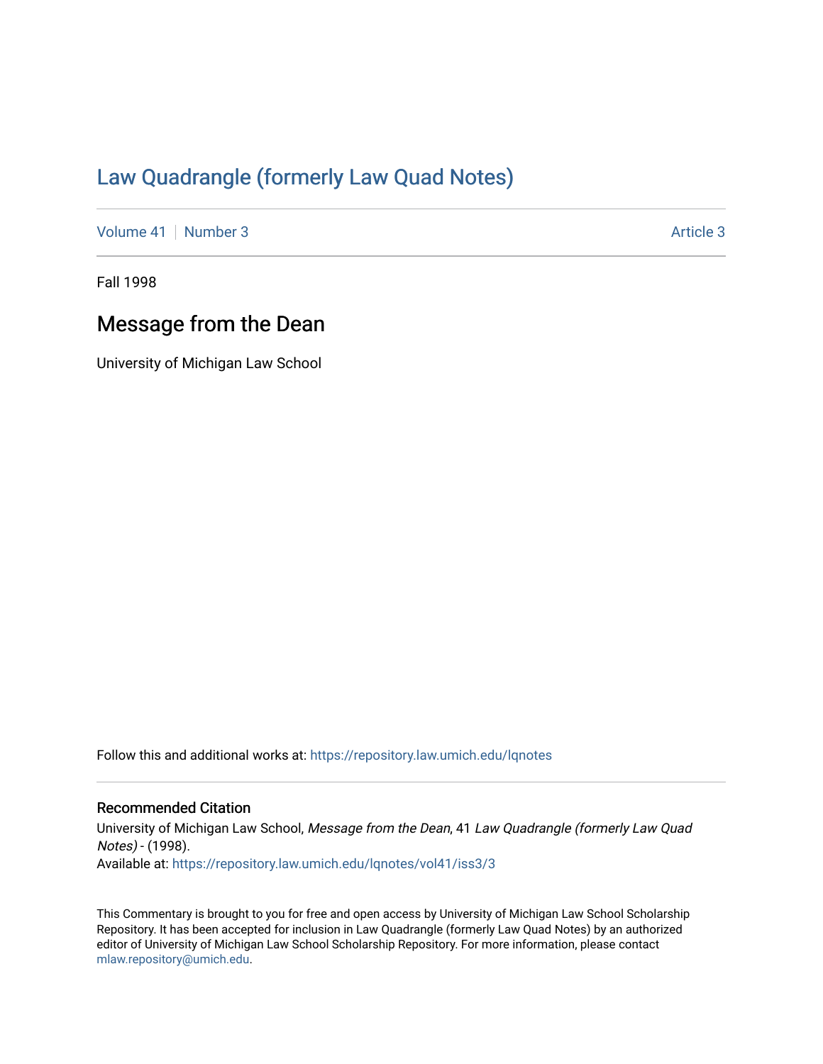# Law Quadrangle (formerly Law Quad Notes)

Volume 41 | Number 3 | Article 3

Fall 1998

## Message from the Dean

University of Michigan Law School

Follow this and additional works at: https://repository.law.umich.edu/lqnotes

### Recommended Citation

University of Michigan Law School, *Message from the Dean*, 41 *Law Quadrangle (formerly Law Quad Notes)* - (1998).

Available at: https://repository.law.umich.edu/lqnotes/vol41/iss3/3

This Commentary is brought to you for free and open access by University of Michigan Law School Scholarship Repository. It has been accepted for inclusion in Law Quadrangle (formerly Law Quad Notes) by an authorized editor of University of Michigan Law School Scholarship Repository. For more information, please contact mlaw.repository@umich.edu.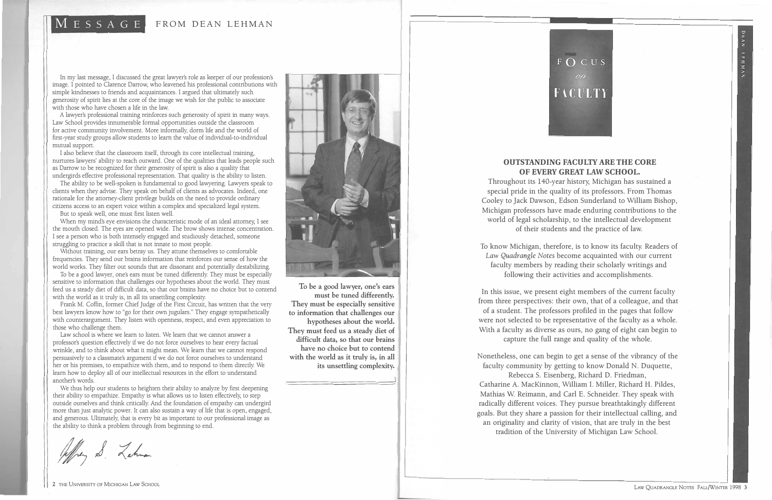# MESSAGE FROM DEAN LEHMAN

In my last message, I discussed the great lawyer's role as keeper of our profession's image. I pointed to Clarence Darrow, who leavened his professional contributions with simple kindnesses to friends and acquaintances. I argued that ultimately such generosity of spirit lies at the core of the image we wish for the public to associate with those who have chosen a life in the law.

A lawyer's professional training reinforces such generosity of spirit in many ways. Law School provides innumerable formal opportunities outside the classroom for active community involvement. More informally, dorm life and the world of first-year study groups allow students to learn the value of individual-to-individual mutual support.

I also believe that the classroom itself, through its core intellectual training, nurtures lawyers' ability to reach outward. One of the qualities that leads people such as Darrow to be recognized for their generosity of spirit is also a quality that undergirds effective professional representation. That quality is the ability to listen.

The ability to be well-spoken is fundamental to good lawyering. Lawyers speak to clients when they advise. They speak on behalf of clients as advocates. Indeed, one rationale for the attorney-client privilege builds on the need to provide ordinary citizens access to an expert voice within a complex and specialized legal system.

But to speak well, one must first listen well.

When my mind's eye envisions the characteristic mode of an ideal attorney, I see the mouth closed. The eyes are opened wide. The brow shows intense concentration. I see a person who is both intensely engaged and studiously detached, someone struggling to practice a skill that is not innate to most people.

Without training, our ears betray us. They attune themselves to comfortable frequencies. They send our brains information that reinforces our sense of how the world works. They filter out sounds that are dissonant and potentially destabilizing.

To be a good lawyer, one's ears must be tuned differently. They must be especially sensitive to information that challenges our hypotheses about the world. They must feed us a steady diet of difficult data, so that our brains have no choice but to contend with the world as it truly is, in all its unsettling complexity.

Frank M. Coffin, former Chief Judge of the First Circuit, has written that the very best lawyers know how to "go for their own jugulars." They engage sympathetically with counterargument. They listen with openness, respect, and even appreciation to those who challenge them.

Law school is where we learn to listen. We learn that we cannot answer a professor's question effectively if we do not force ourselves to hear every factual wrinkle, and to think about what it might mean. We learn that we cannot respond persuasively to a classmate's argument if we do not force ourselves to understand her or his premises, to empathize with them, and to respond to them directly. We learn how to deploy all of our intellectual resources in the effort to understand another's words.

We thus help our students to heighten their ability to analyze by first deepening their ability to empathize. Empathy is what allows us to listen effectively, to step outside ourselves and think critically. And the foundation of empathy can undergird more than just analytic power. It can also sustain a way of life that is open, engaged, and generous. Ultimately, that is every bit as important to our professional image as the ability to think a problem through from beginning to end.

*Jeffrey S. Lehman*

**To be a good lawyer, one's ears must be tuned differently. They must be especially sensitive to information that challenges our hypotheses about the world. They must feed us a steady diet of difficult data, so that our brains have no choice but to contend with the world as it truly is, in all its unsettling complexity.**

# FOCUS *on* FACULTY

**OUTSTANDING FACULTY ARE THE CORE OF EVERY GREAT LAW SCHOOL.**

Throughout its 140-year history, Michigan has sustained a special pride in the quality of its professors. From Thomas Cooley to Jack Dawson, Edson Sunderland to William Bishop, Michigan professors have made enduring contributions to the world of legal scholarship, to the intellectual development of their students and the practice of law.

To know Michigan, therefore, is to know its faculty. Readers of *Law Quadrangle Notes* become acquainted with our current faculty members by reading their scholarly writings and following their activities and accomplishments.

In this issue, we present eight members of the current faculty from three perspectives: their own, that of a colleague, and that of a student. The professors profiled in the pages that follow were not selected to be representative of the faculty as a whole. With a faculty as diverse as ours, no gang of eight can begin to capture the full range and quality of the whole.

Nonetheless, one can begin to get a sense of the vibrancy of the faculty community by getting to know Donald N. Duquette, Rebecca S. Eisenberg, Richard D. Friedman, Catharine A. MacKinnon, William I. Miller, Richard H. Pildes, Mathias W. Reimann, and Carl E. Schneider. They speak with radically different voices. They pursue breathtakingly different goals. But they share a passion for their intellectual calling, and an originality and clarity of vision, that are truly in the best tradition of the University of Michigan Law School.